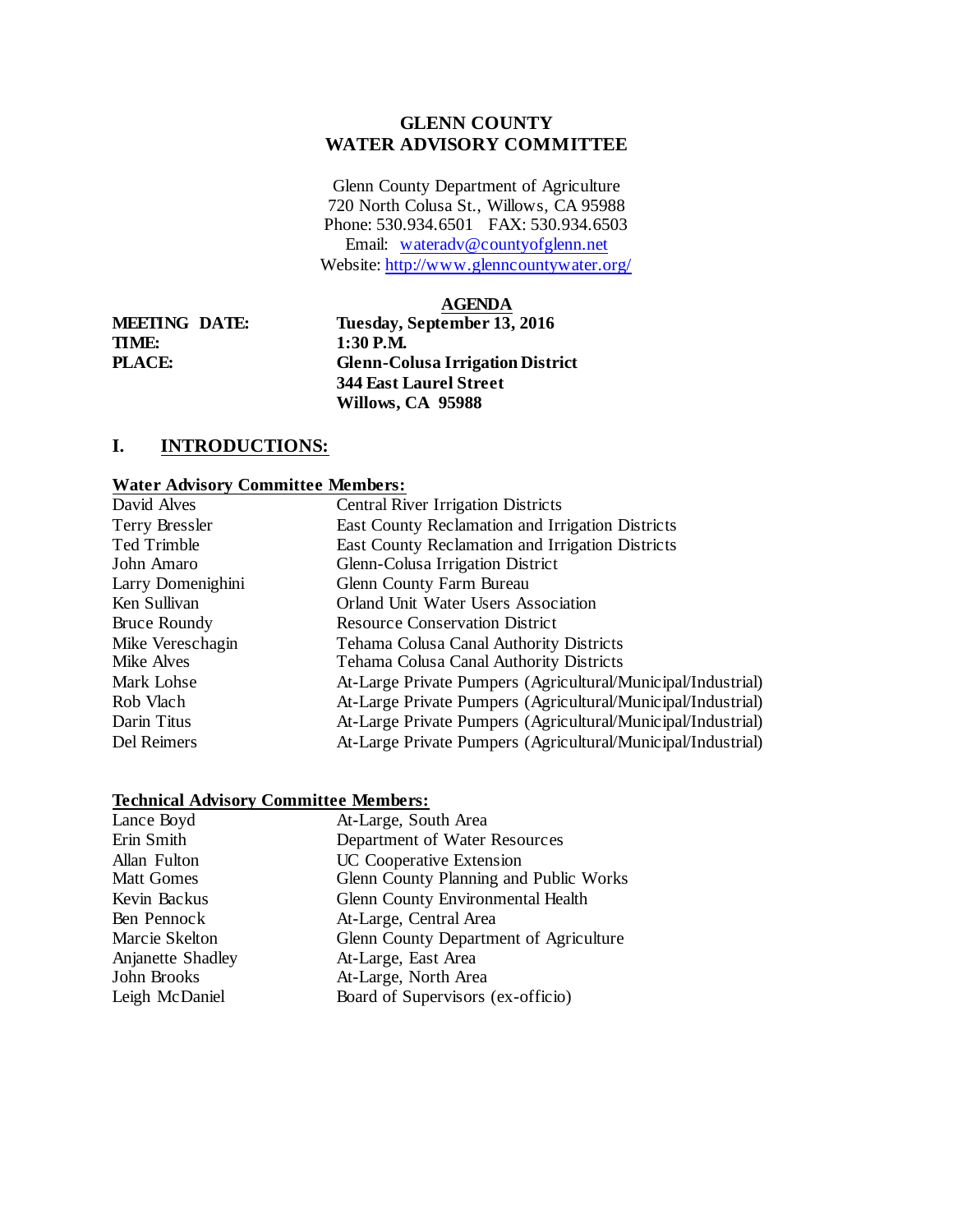# GLENN COUNTY
# WATER ADVISORY COMMITTEE

Glenn County Department of Agriculture
720 North Colusa St., Willows, CA 95988
Phone: 530.934.6501 FAX: 530.934.6503
Email: wateradv@countyofglenn.net
Website: http://www.glenncountywater.org/

## AGENDA

| | |
|---|---|
| **MEETING DATE:** | **Tuesday, September 13, 2016** |
| **TIME:** | **1:30 P.M.** |
| **PLACE:** | **Glenn-Colusa Irrigation District**<br>**344 East Laurel Street**<br>**Willows, CA 95988** |

## I. INTRODUCTIONS:

**Water Advisory Committee Members:**

| | |
|---|---|
| David Alves | Central River Irrigation Districts |
| Terry Bressler | East County Reclamation and Irrigation Districts |
| Ted Trimble | East County Reclamation and Irrigation Districts |
| John Amaro | Glenn-Colusa Irrigation District |
| Larry Domenighini | Glenn County Farm Bureau |
| Ken Sullivan | Orland Unit Water Users Association |
| Bruce Roundy | Resource Conservation District |
| Mike Vereschagin | Tehama Colusa Canal Authority Districts |
| Mike Alves | Tehama Colusa Canal Authority Districts |
| Mark Lohse | At-Large Private Pumpers (Agricultural/Municipal/Industrial) |
| Rob Vlach | At-Large Private Pumpers (Agricultural/Municipal/Industrial) |
| Darin Titus | At-Large Private Pumpers (Agricultural/Municipal/Industrial) |
| Del Reimers | At-Large Private Pumpers (Agricultural/Municipal/Industrial) |

**Technical Advisory Committee Members:**

| | |
|---|---|
| Lance Boyd | At-Large, South Area |
| Erin Smith | Department of Water Resources |
| Allan Fulton | UC Cooperative Extension |
| Matt Gomes | Glenn County Planning and Public Works |
| Kevin Backus | Glenn County Environmental Health |
| Ben Pennock | At-Large, Central Area |
| Marcie Skelton | Glenn County Department of Agriculture |
| Anjanette Shadley | At-Large, East Area |
| John Brooks | At-Large, North Area |
| Leigh McDaniel | Board of Supervisors (ex-officio) |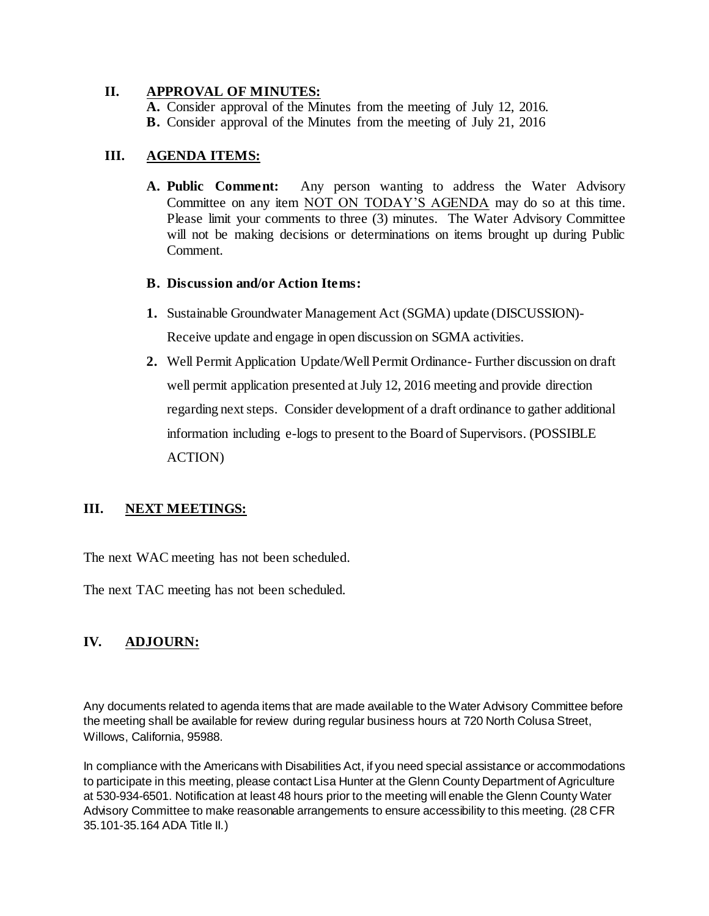## II. APPROVAL OF MINUTES:

**A.** Consider approval of the Minutes from the meeting of July 12, 2016.

**B.** Consider approval of the Minutes from the meeting of July 21, 2016

## III. AGENDA ITEMS:

**A. Public Comment:** Any person wanting to address the Water Advisory Committee on any item NOT ON TODAY'S AGENDA may do so at this time. Please limit your comments to three (3) minutes. The Water Advisory Committee will not be making decisions or determinations on items brought up during Public Comment.

**B. Discussion and/or Action Items:**

1. Sustainable Groundwater Management Act (SGMA) update (DISCUSSION)- Receive update and engage in open discussion on SGMA activities.
2. Well Permit Application Update/Well Permit Ordinance- Further discussion on draft well permit application presented at July 12, 2016 meeting and provide direction regarding next steps. Consider development of a draft ordinance to gather additional information including e-logs to present to the Board of Supervisors. (POSSIBLE ACTION)

## III. NEXT MEETINGS:

The next WAC meeting has not been scheduled.

The next TAC meeting has not been scheduled.

## IV. ADJOURN:

Any documents related to agenda items that are made available to the Water Advisory Committee before the meeting shall be available for review during regular business hours at 720 North Colusa Street, Willows, California, 95988.

In compliance with the Americans with Disabilities Act, if you need special assistance or accommodations to participate in this meeting, please contact Lisa Hunter at the Glenn County Department of Agriculture at 530-934-6501. Notification at least 48 hours prior to the meeting will enable the Glenn County Water Advisory Committee to make reasonable arrangements to ensure accessibility to this meeting. (28 CFR 35.101-35.164 ADA Title II.)